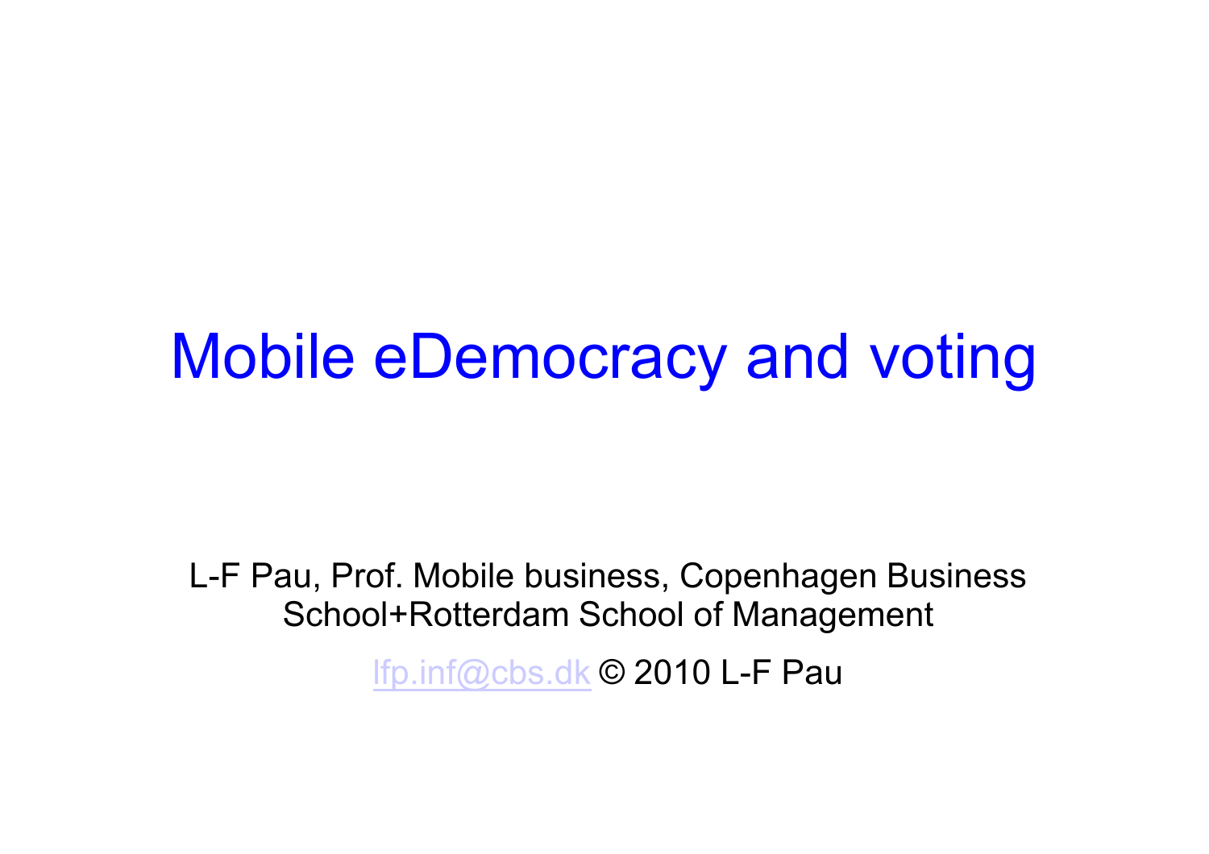# Mobile eDemocracy and voting

L-F Pau, Prof. Mobile business, Copenhagen Business School+Rotterdam School of Management

lfp.inf@cbs.dk © 2010 L-F Pau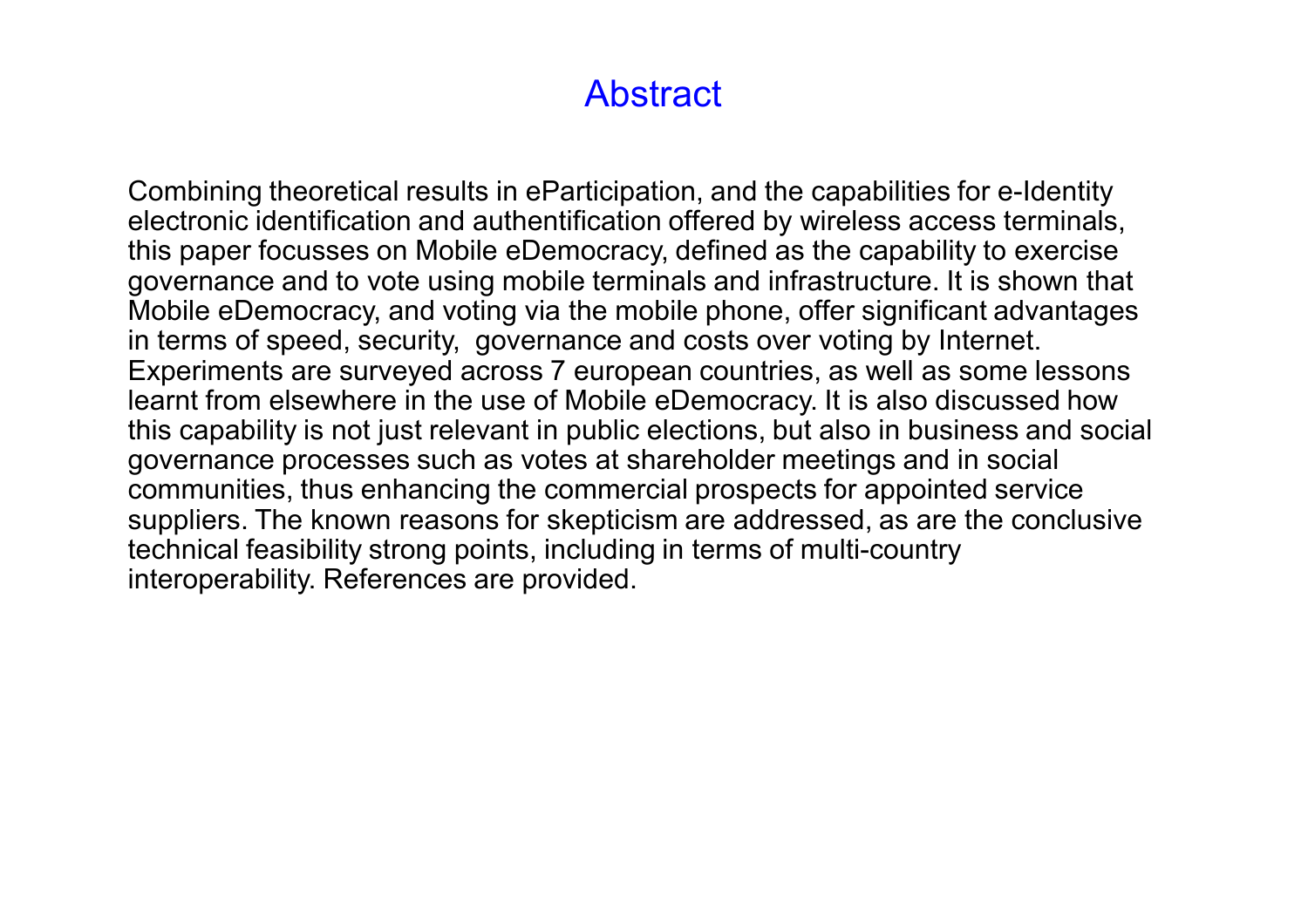# Abstract

Combining theoretical results in eParticipation, and the capabilities for e-Identity electronic identification and authentification offered by wireless access terminals, this paper focusses on Mobile eDemocracy, defined as the capability to exercise governance and to vote using mobile terminals and infrastructure. It is shown that Mobile eDemocracy, and voting via the mobile phone, offer significant advantages in terms of speed, security, governance and costs over voting by Internet. Experiments are surveyed across 7 european countries, as well as some lessons learnt from elsewhere in the use of Mobile eDemocracy. It is also discussed how this capability is not just relevant in public elections, but also in business and social governance processes such as votes at shareholder meetings and in social communities, thus enhancing the commercial prospects for appointed service suppliers. The known reasons for skepticism are addressed, as are the conclusive technical feasibility strong points, including in terms of multi-country interoperability. References are provided.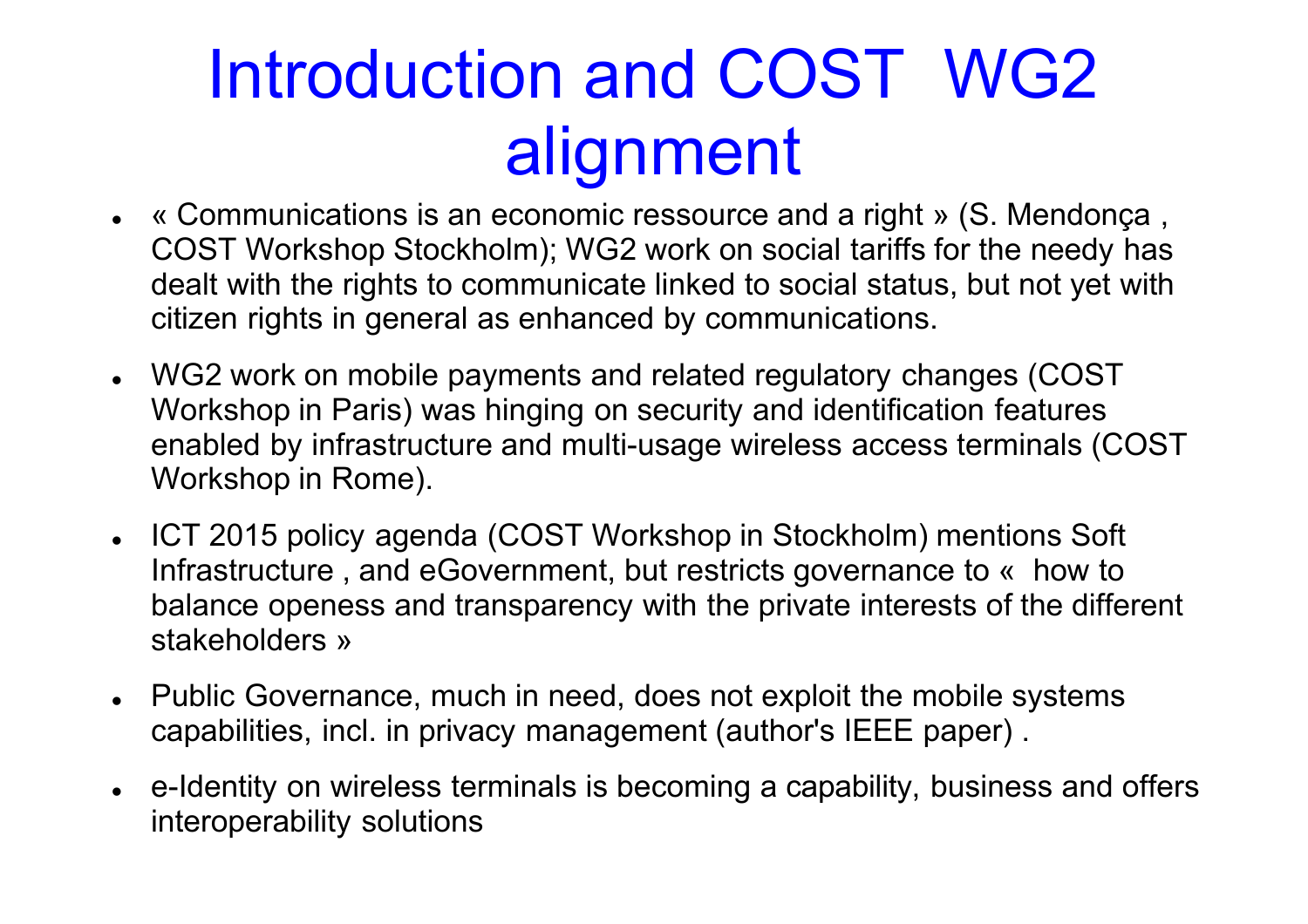# Introduction and COST WG2 alignment

- « Communications is an economic ressource and a right » (S. Mendonça , COST Workshop Stockholm); WG2 work on social tariffs for the needy has dealt with the rights to communicate linked to social status, but not yet with citizen rights in general as enhanced by communications.
- WG2 work on mobile payments and related regulatory changes (COST Workshop in Paris) was hinging on security and identification features enabled by infrastructure and multi-usage wireless access terminals (COST Workshop in Rome).
- ICT 2015 policy agenda (COST Workshop in Stockholm) mentions Soft Infrastructure , and eGovernment, but restricts governance to « how to balance openess and transparency with the private interests of the different stakeholders »
- Public Governance, much in need, does not exploit the mobile systems capabilities, incl. in privacy management (author's IEEE paper) .
- e-Identity on wireless terminals is becoming a capability, business and offers interoperability solutions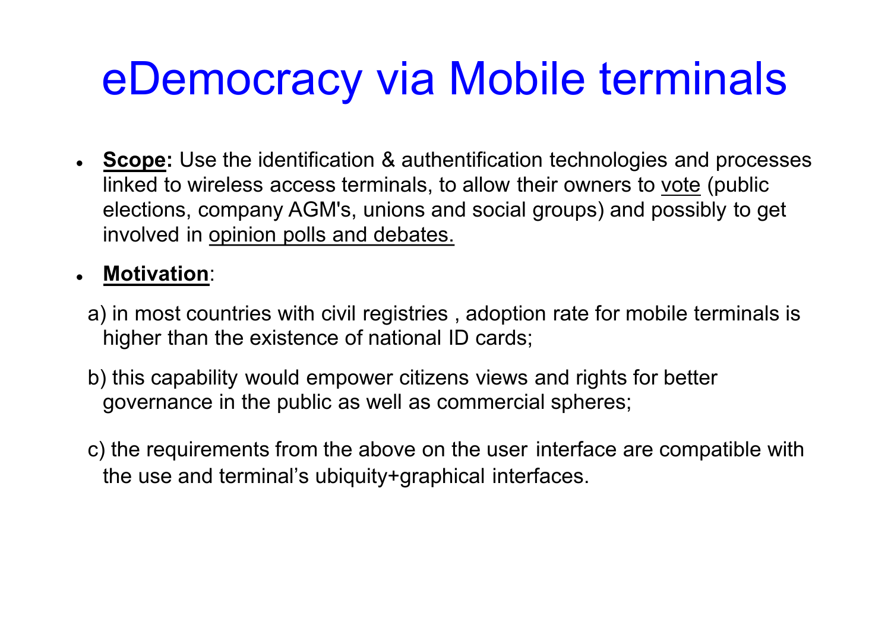# eDemocracy via Mobile terminals

- **Scope:** Use the identification & authentification technologies and processes linked to wireless access terminals, to allow their owners to <u>vote</u> (public elections, company AGM's, unions and social groups) and possibly to get involved in <u>opinion polls and debates.</u>
- **Motivation**:

a) in most countries with civil registries , adoption rate for mobile terminals is higher than the existence of national ID cards;

b) this capability would empower citizens views and rights for better governance in the public as well as commercial spheres;

c) the requirements from the above on the user interface are compatible with the use and terminal's ubiquity+graphical interfaces.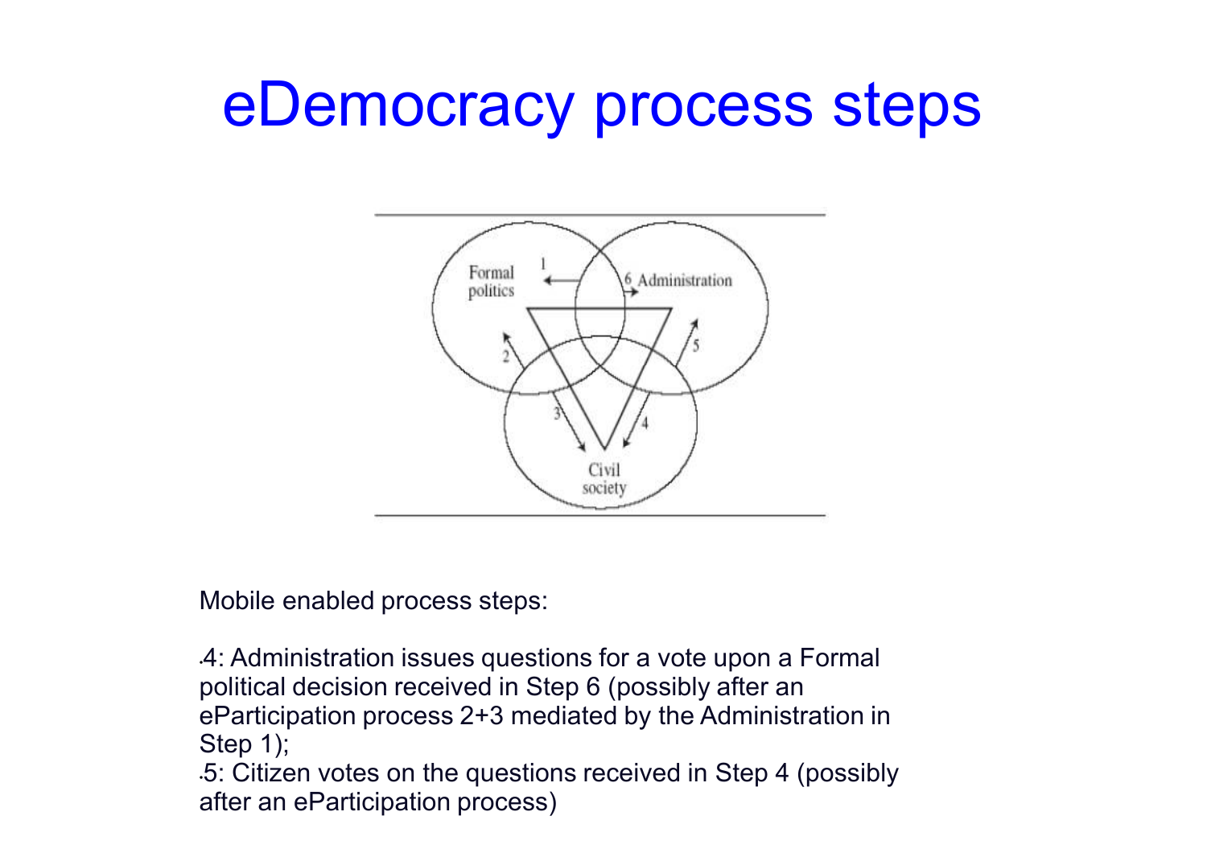# eDemocracy process steps

Mobile enabled process steps:

- 4: Administration issues questions for a vote upon a Formal political decision received in Step 6 (possibly after an eParticipation process 2+3 mediated by the Administration in Step 1);
- 5: Citizen votes on the questions received in Step 4 (possibly after an eParticipation process)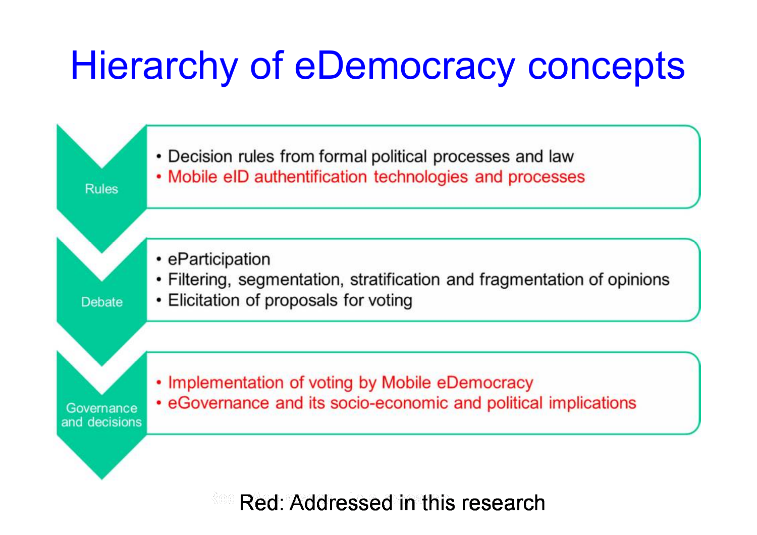# Hierarchy of eDemocracy concepts

**Rules**

- Decision rules from formal political processes and law
- Mobile eID authentification technologies and processes

**Debate**

- eParticipation
- Filtering, segmentation, stratification and fragmentation of opinions
- Elicitation of proposals for voting

**Governance and decisions**

- Implementation of voting by Mobile eDemocracy
- eGovernance and its socio-economic and political implications

Red: Addressed in this research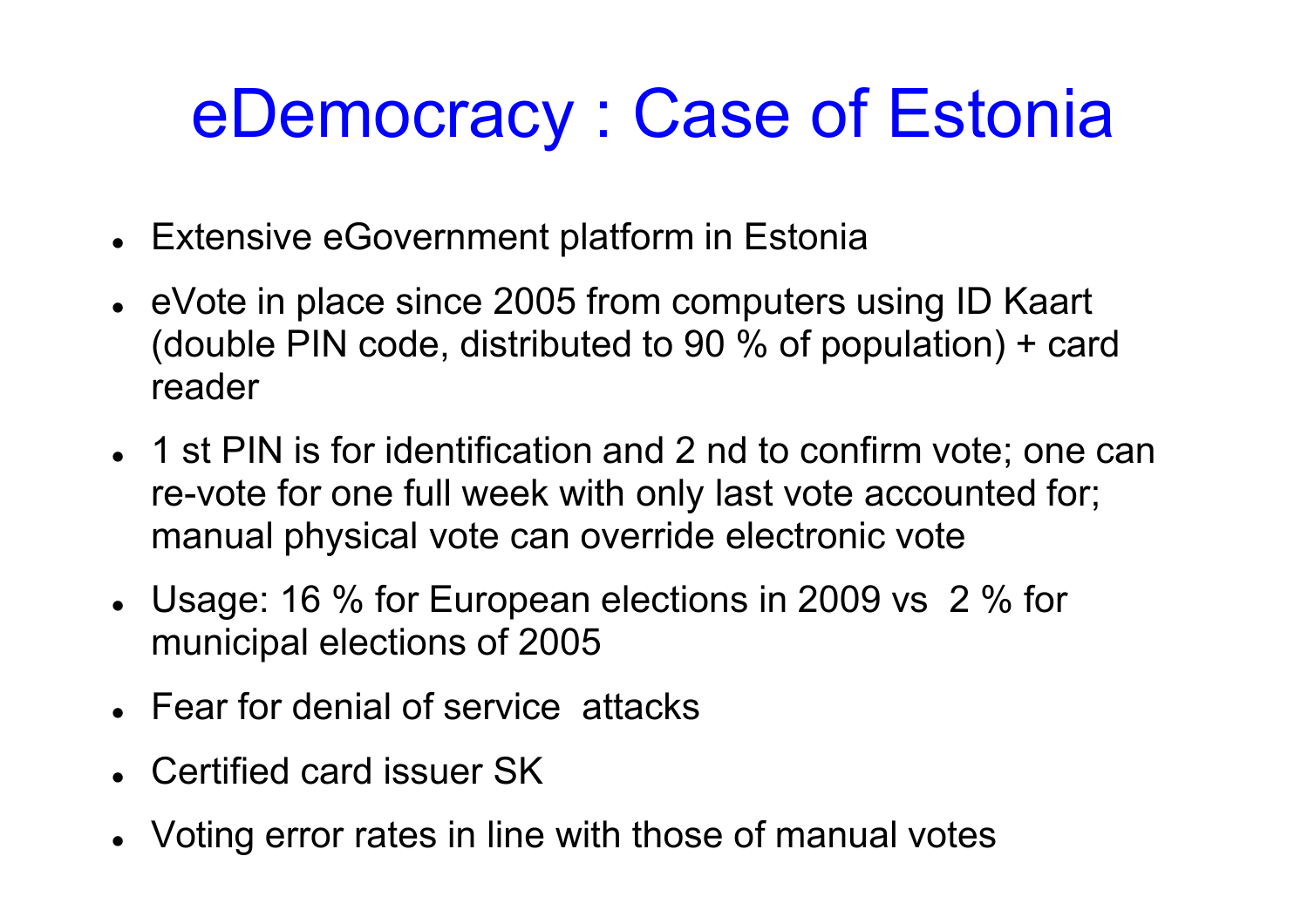# eDemocracy : Case of Estonia

- Extensive eGovernment platform in Estonia
- eVote in place since 2005 from computers using ID Kaart (double PIN code, distributed to 90 % of population) + card reader
- 1 st PIN is for identification and 2 nd to confirm vote; one can re-vote for one full week with only last vote accounted for; manual physical vote can override electronic vote
- Usage: 16 % for European elections in 2009 vs 2 % for municipal elections of 2005
- Fear for denial of service attacks
- Certified card issuer SK
- Voting error rates in line with those of manual votes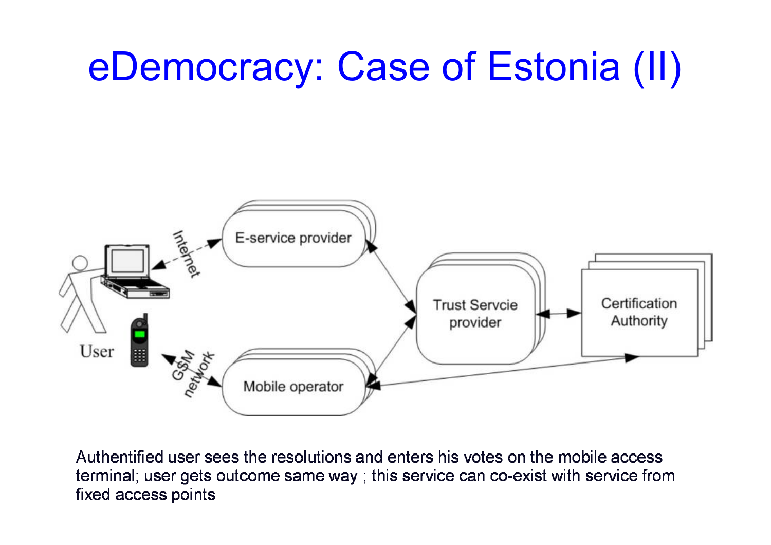# eDemocracy: Case of Estonia (II)

User

Internet

E-service provider

GSM network

Mobile operator

Trust Servcie provider

Certification Authority

Authentified user sees the resolutions and enters his votes on the mobile access terminal; user gets outcome same way ; this service can co-exist with service from fixed access points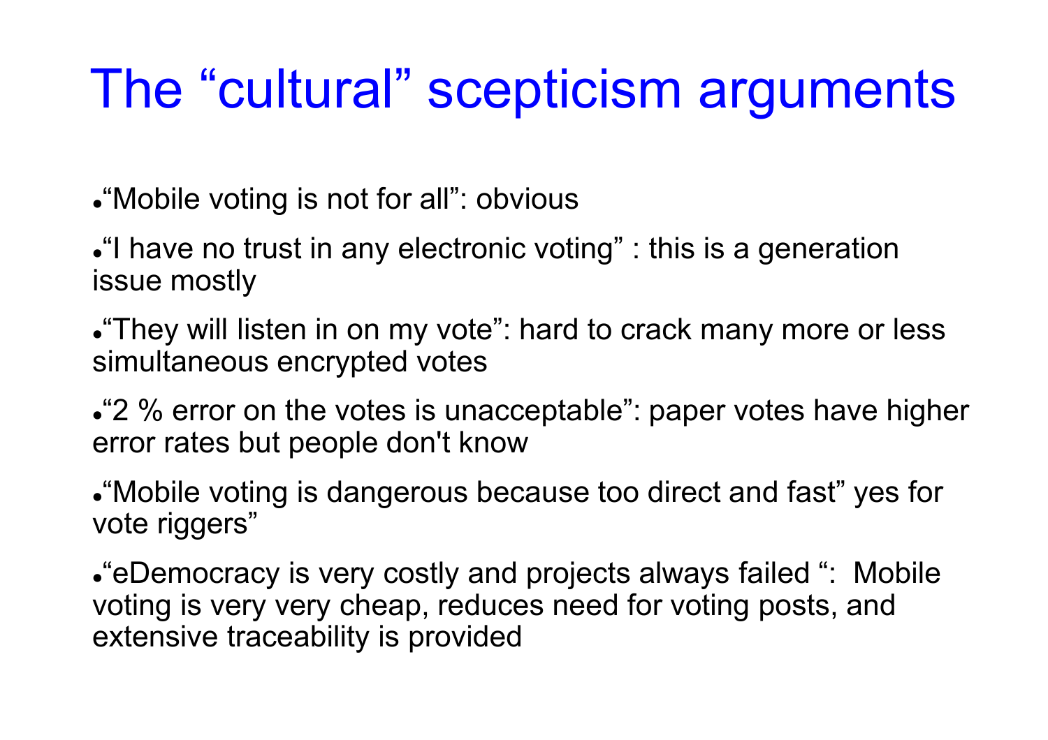# The “cultural” scepticism arguments

- “Mobile voting is not for all”: obvious
- “I have no trust in any electronic voting” : this is a generation issue mostly
- “They will listen in on my vote”: hard to crack many more or less simultaneous encrypted votes
- “2 % error on the votes is unacceptable”: paper votes have higher error rates but people don't know
- “Mobile voting is dangerous because too direct and fast” yes for vote riggers”
- “eDemocracy is very costly and projects always failed “: Mobile voting is very very cheap, reduces need for voting posts, and extensive traceability is provided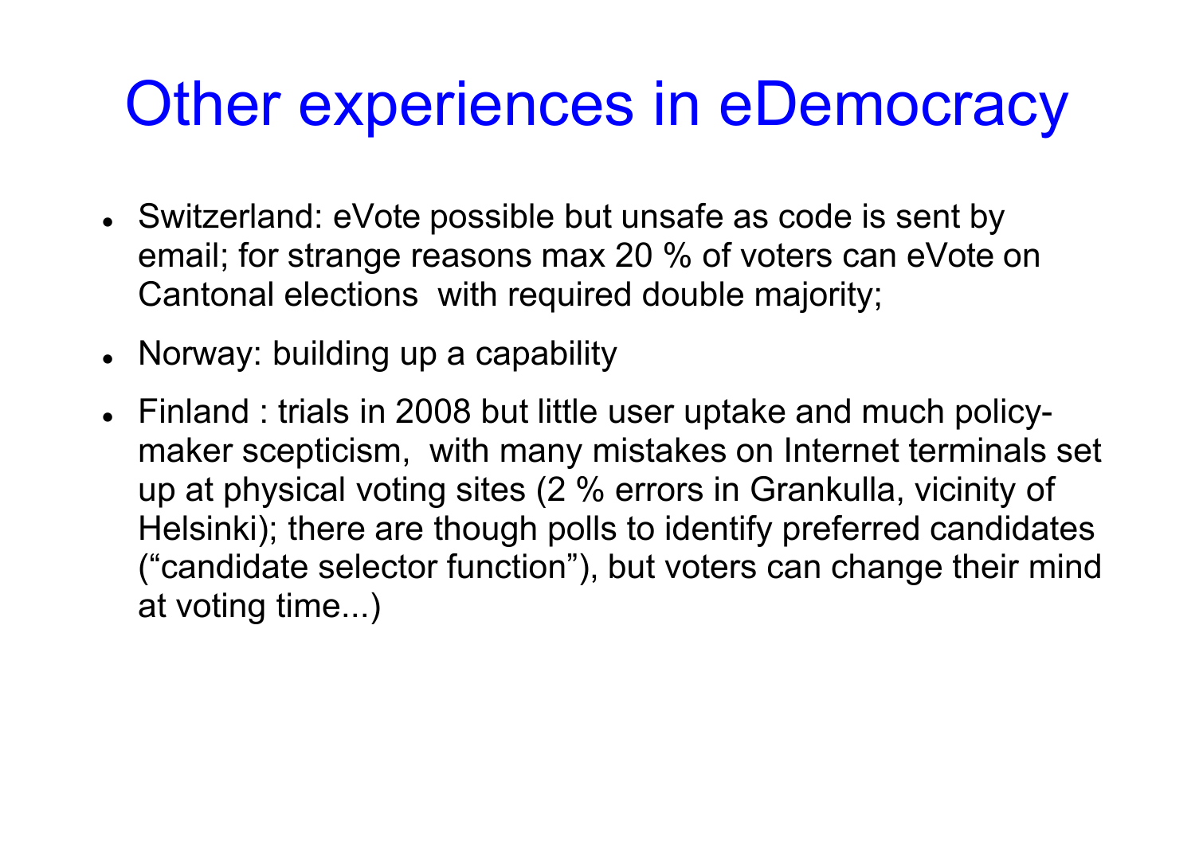# Other experiences in eDemocracy

- Switzerland: eVote possible but unsafe as code is sent by email; for strange reasons max 20 % of voters can eVote on Cantonal elections with required double majority;
- Norway: building up a capability
- Finland : trials in 2008 but little user uptake and much policy-maker scepticism, with many mistakes on Internet terminals set up at physical voting sites (2 % errors in Grankulla, vicinity of Helsinki); there are though polls to identify preferred candidates ("candidate selector function"), but voters can change their mind at voting time...)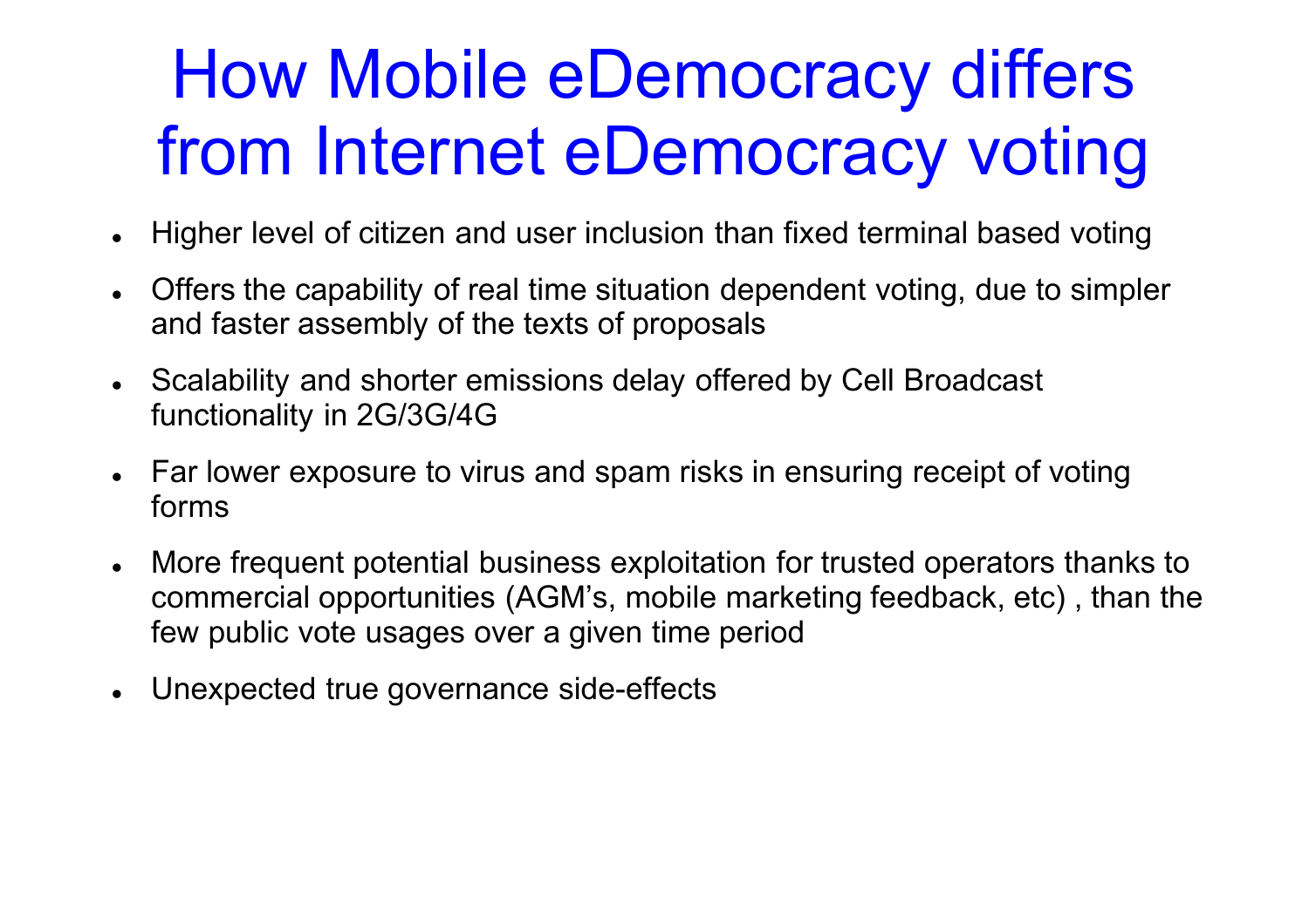# How Mobile eDemocracy differs from Internet eDemocracy voting

- Higher level of citizen and user inclusion than fixed terminal based voting
- Offers the capability of real time situation dependent voting, due to simpler and faster assembly of the texts of proposals
- Scalability and shorter emissions delay offered by Cell Broadcast functionality in 2G/3G/4G
- Far lower exposure to virus and spam risks in ensuring receipt of voting forms
- More frequent potential business exploitation for trusted operators thanks to commercial opportunities (AGM's, mobile marketing feedback, etc) , than the few public vote usages over a given time period
- Unexpected true governance side-effects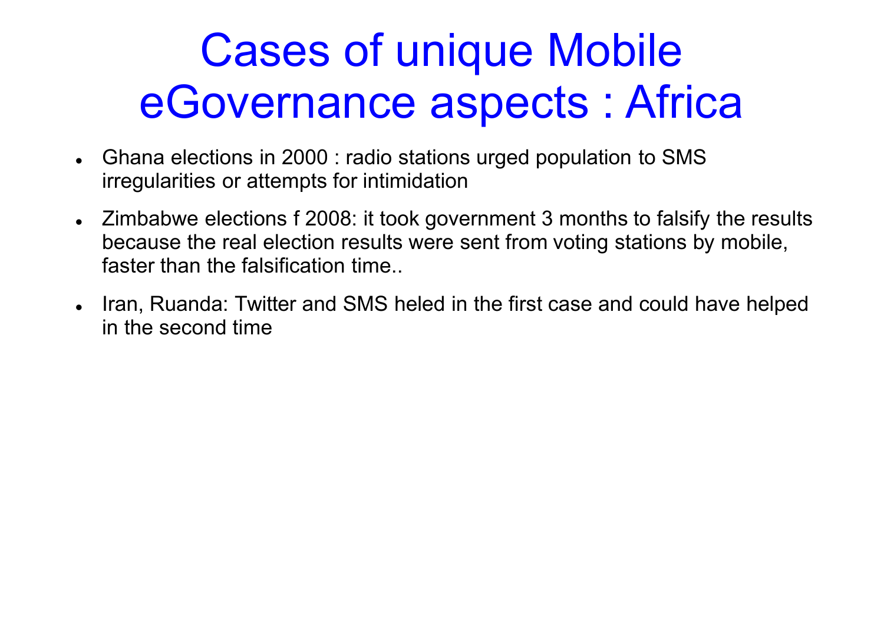# Cases of unique Mobile eGovernance aspects : Africa

- Ghana elections in 2000 : radio stations urged population to SMS irregularities or attempts for intimidation
- Zimbabwe elections f 2008: it took government 3 months to falsify the results because the real election results were sent from voting stations by mobile, faster than the falsification time..
- Iran, Ruanda: Twitter and SMS heled in the first case and could have helped in the second time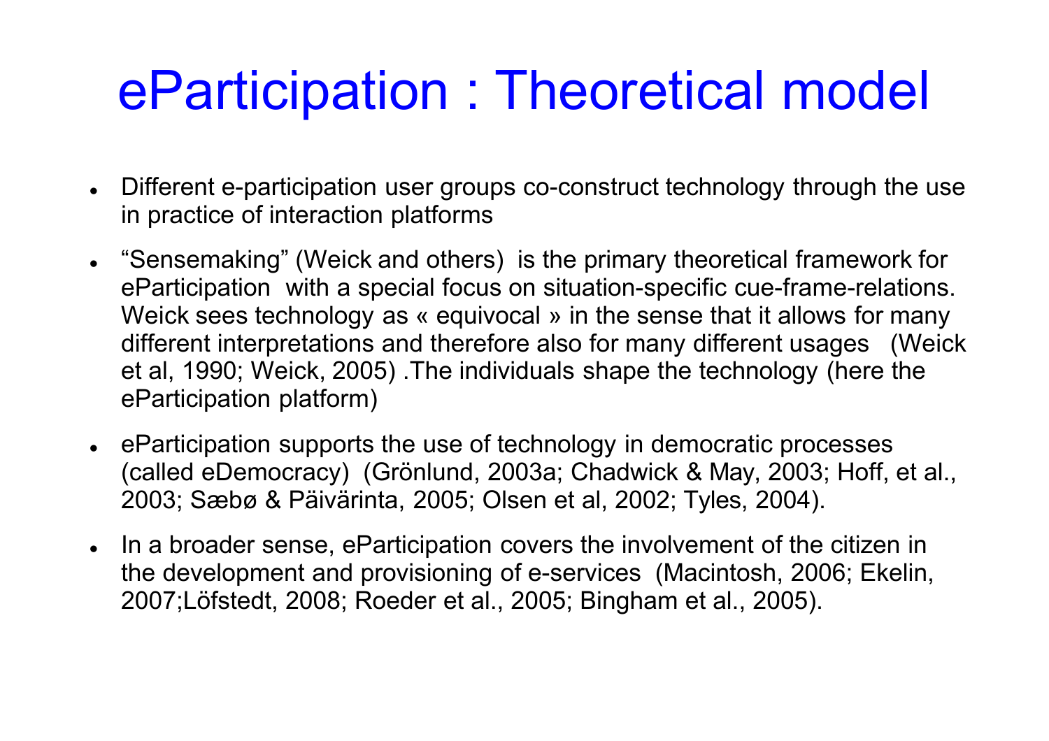# ePartcipation : Theoretical model

- Different e-participation user groups co-construct technology through the use in practice of interaction platforms
- "Sensemaking" (Weick and others) is the primary theoretical framework for eParticipation with a special focus on situation-specific cue-frame-relations. Weick sees technology as « equivocal » in the sense that it allows for many different interpretations and therefore also for many different usages (Weick et al, 1990; Weick, 2005) .The individuals shape the technology (here the eParticipation platform)
- eParticipation supports the use of technology in democratic processes (called eDemocracy) (Grönlund, 2003a; Chadwick & May, 2003; Hoff, et al., 2003; Sæbø & Päivärinta, 2005; Olsen et al, 2002; Tyles, 2004).
- In a broader sense, eParticipation covers the involvement of the citizen in the development and provisioning of e-services (Macintosh, 2006; Ekelin, 2007;Löfstedt, 2008; Roeder et al., 2005; Bingham et al., 2005).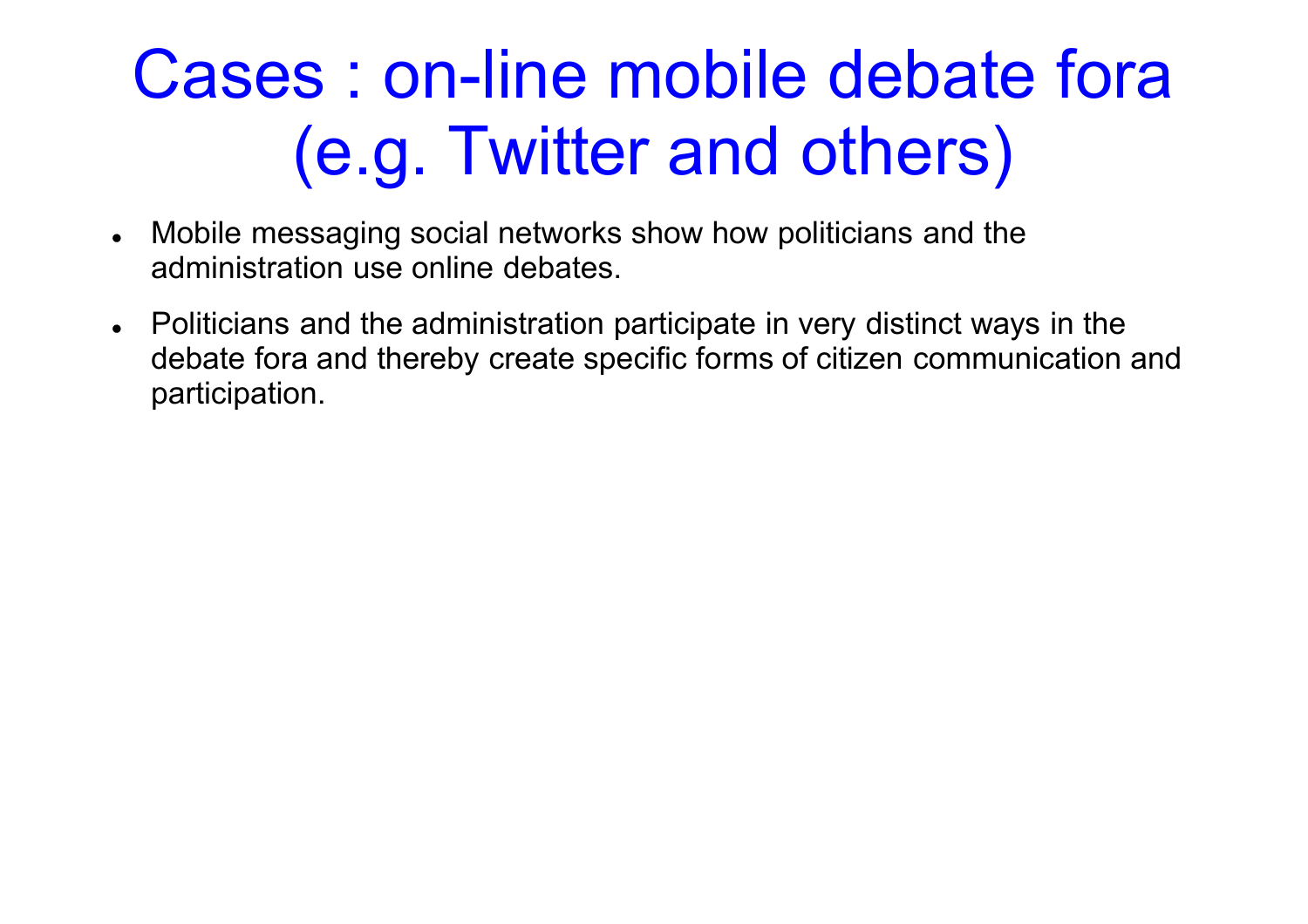# Cases : on-line mobile debate fora (e.g. Twitter and others)

- Mobile messaging social networks show how politicians and the administration use online debates.
- Politicians and the administration participate in very distinct ways in the debate fora and thereby create specific forms of citizen communication and participation.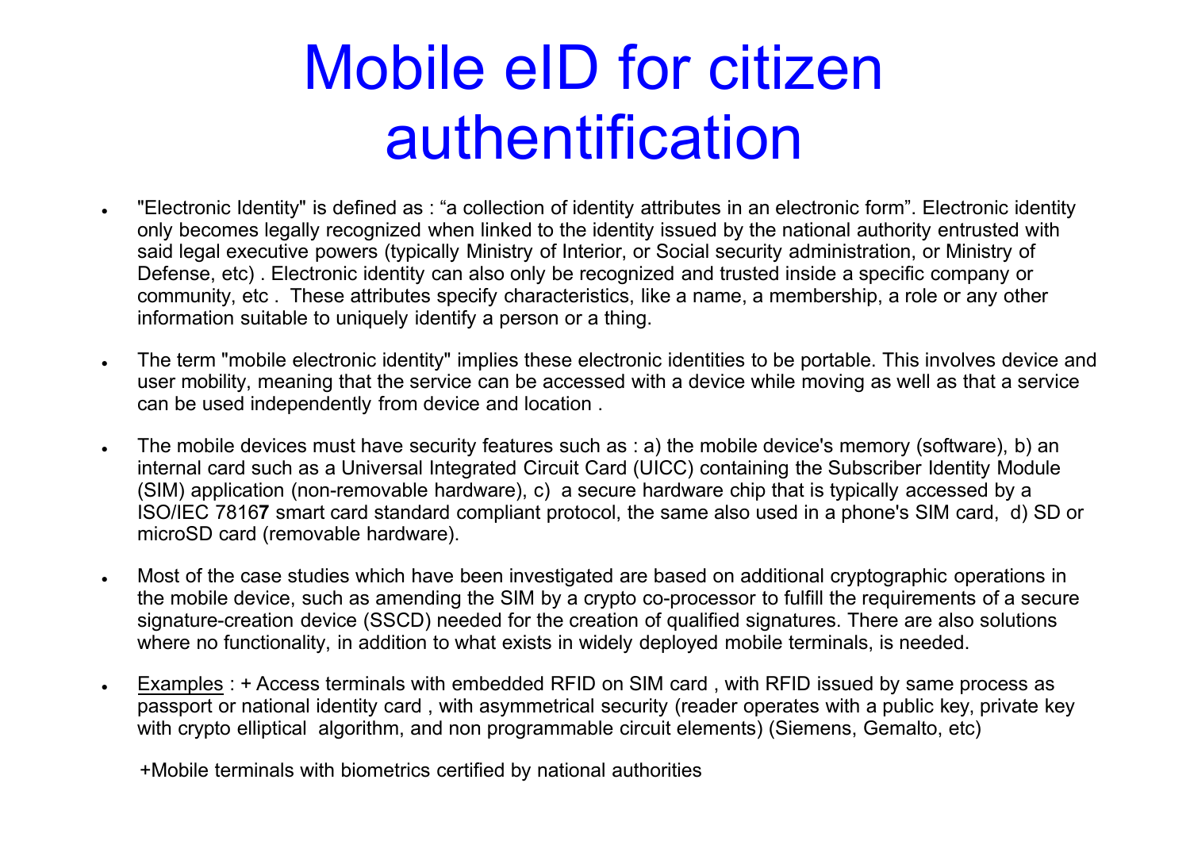# Mobile eID for citizen authentification

- "Electronic Identity" is defined as : “a collection of identity attributes in an electronic form”. Electronic identity only becomes legally recognized when linked to the identity issued by the national authority entrusted with said legal executive powers (typically Ministry of Interior, or Social security administration, or Ministry of Defense, etc) . Electronic identity can also only be recognized and trusted inside a specific company or community, etc . These attributes specify characteristics, like a name, a membership, a role or any other information suitable to uniquely identify a person or a thing.

- The term "mobile electronic identity" implies these electronic identities to be portable. This involves device and user mobility, meaning that the service can be accessed with a device while moving as well as that a service can be used independently from device and location .

- The mobile devices must have security features such as : a) the mobile device's memory (software), b) an internal card such as a Universal Integrated Circuit Card (UICC) containing the Subscriber Identity Module (SIM) application (non-removable hardware), c) a secure hardware chip that is typically accessed by a ISO/IEC 7816**7** smart card standard compliant protocol, the same also used in a phone's SIM card, d) SD or microSD card (removable hardware).

- Most of the case studies which have been investigated are based on additional cryptographic operations in the mobile device, such as amending the SIM by a crypto co-processor to fulfill the requirements of a secure signature-creation device (SSCD) needed for the creation of qualified signatures. There are also solutions where no functionality, in addition to what exists in widely deployed mobile terminals, is needed.

- Examples : + Access terminals with embedded RFID on SIM card , with RFID issued by same process as passport or national identity card , with asymmetrical security (reader operates with a public key, private key with crypto elliptical algorithm, and non programmable circuit elements) (Siemens, Gemalto, etc)

  +Mobile terminals with biometrics certified by national authorities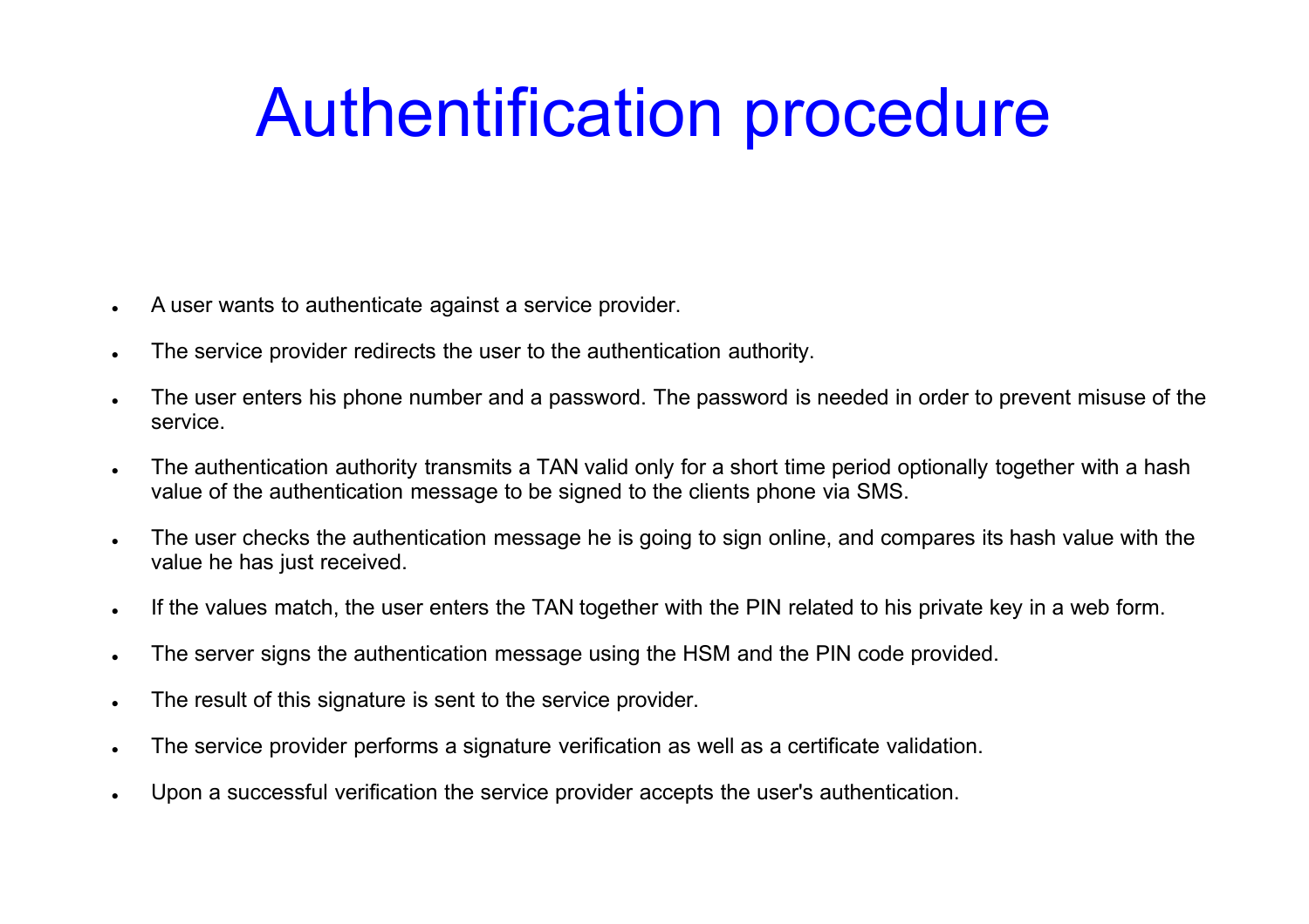# Authentification procedure

- A user wants to authenticate against a service provider.
- The service provider redirects the user to the authentication authority.
- The user enters his phone number and a password. The password is needed in order to prevent misuse of the service.
- The authentication authority transmits a TAN valid only for a short time period optionally together with a hash value of the authentication message to be signed to the clients phone via SMS.
- The user checks the authentication message he is going to sign online, and compares its hash value with the value he has just received.
- If the values match, the user enters the TAN together with the PIN related to his private key in a web form.
- The server signs the authentication message using the HSM and the PIN code provided.
- The result of this signature is sent to the service provider.
- The service provider performs a signature verification as well as a certificate validation.
- Upon a successful verification the service provider accepts the user's authentication.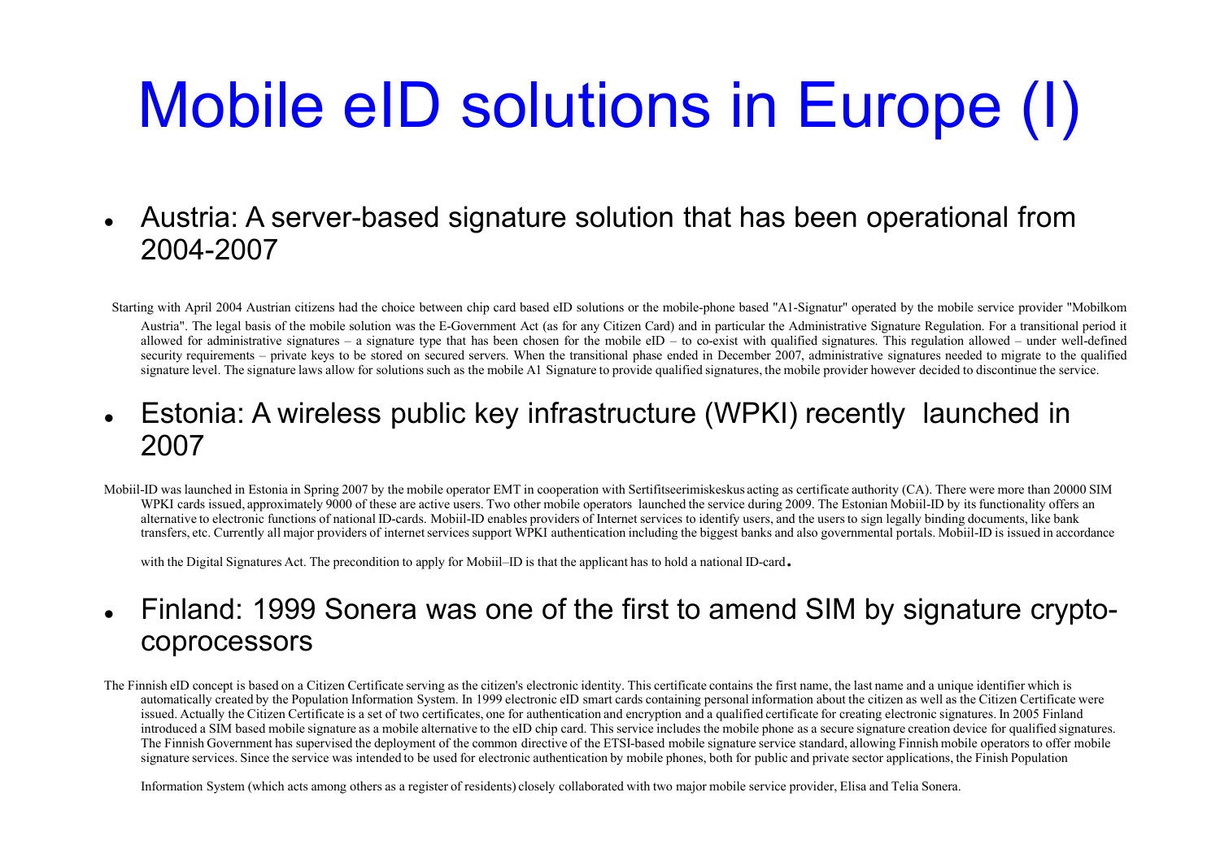# Mobile eID solutions in Europe (I)

- Austria: A server-based signature solution that has been operational from 2004-2007

Starting with April 2004 Austrian citizens had the choice between chip card based eID solutions or the mobile-phone based "A1-Signatur" operated by the mobile service provider "Mobilkom Austria". The legal basis of the mobile solution was the E-Government Act (as for any Citizen Card) and in particular the Administrative Signature Regulation. For a transitional period it allowed for administrative signatures – a signature type that has been chosen for the mobile eID – to co-exist with qualified signatures. This regulation allowed – under well-defined security requirements – private keys to be stored on secured servers. When the transitional phase ended in December 2007, administrative signatures needed to migrate to the qualified signature level. The signature laws allow for solutions such as the mobile A1 Signature to provide qualified signatures, the mobile provider however decided to discontinue the service.

- Estonia: A wireless public key infrastructure (WPKI) recently launched in 2007

Mobiil-ID was launched in Estonia in Spring 2007 by the mobile operator EMT in cooperation with Sertifitseerimiskeskus acting as certificate authority (CA). There were more than 20000 SIM WPKI cards issued, approximately 9000 of these are active users. Two other mobile operators launched the service during 2009. The Estonian Mobiil-ID by its functionality offers an alternative to electronic functions of national ID-cards. Mobiil-ID enables providers of Internet services to identify users, and the users to sign legally binding documents, like bank transfers, etc. Currently all major providers of internet services support WPKI authentication including the biggest banks and also governmental portals. Mobiil-ID is issued in accordance with the Digital Signatures Act. The precondition to apply for Mobiil–ID is that the applicant has to hold a national ID-card.

- Finland: 1999 Sonera was one of the first to amend SIM by signature crypto-coprocessors

The Finnish eID concept is based on a Citizen Certificate serving as the citizen's electronic identity. This certificate contains the first name, the last name and a unique identifier which is automatically created by the Population Information System. In 1999 electronic eID smart cards containing personal information about the citizen as well as the Citizen Certificate were issued. Actually the Citizen Certificate is a set of two certificates, one for authentication and encryption and a qualified certificate for creating electronic signatures. In 2005 Finland introduced a SIM based mobile signature as a mobile alternative to the eID chip card. This service includes the mobile phone as a secure signature creation device for qualified signatures. The Finnish Government has supervised the deployment of the common directive of the ETSI-based mobile signature service standard, allowing Finnish mobile operators to offer mobile signature services. Since the service was intended to be used for electronic authentication by mobile phones, both for public and private sector applications, the Finish Population Information System (which acts among others as a register of residents) closely collaborated with two major mobile service provider, Elisa and Telia Sonera.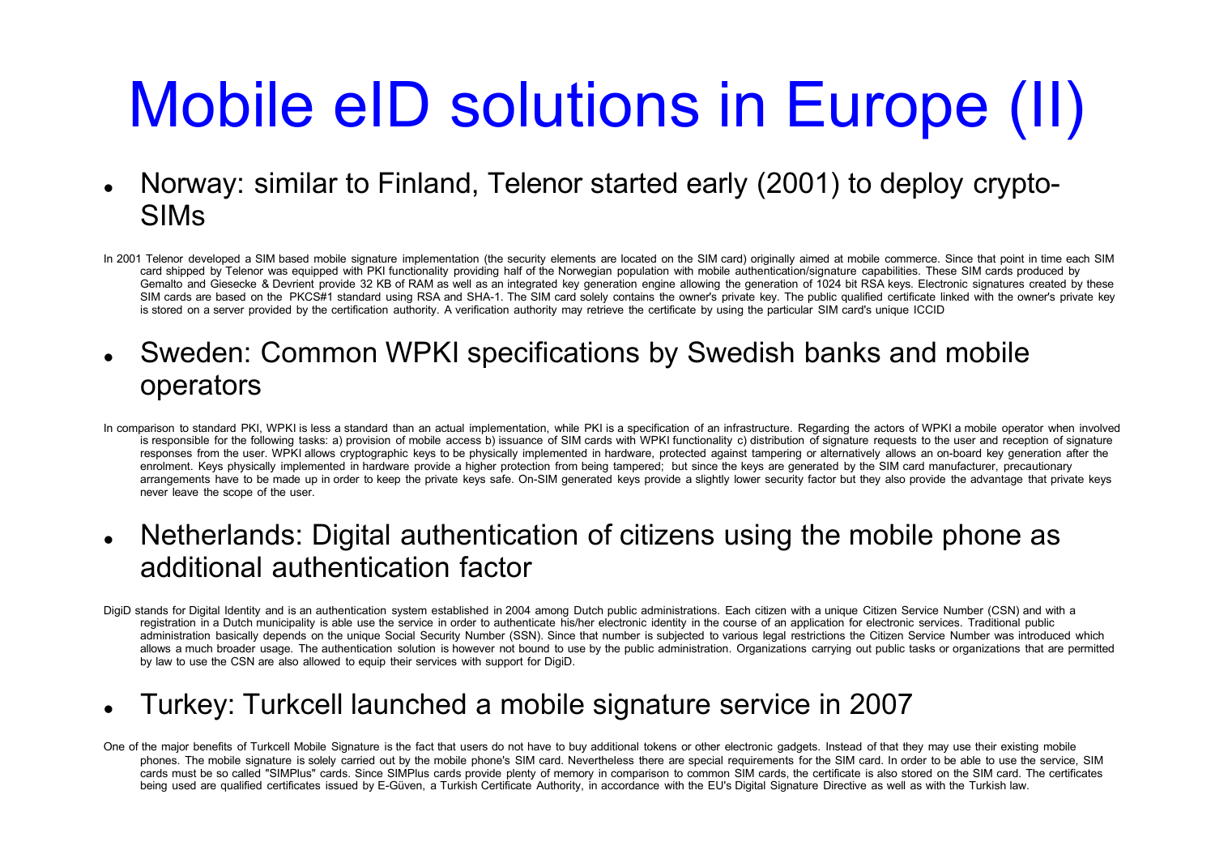# Mobile eID solutions in Europe (II)

- Norway: similar to Finland, Telenor started early (2001) to deploy crypto-SIMs

In 2001 Telenor developed a SIM based mobile signature implementation (the security elements are located on the SIM card) originally aimed at mobile commerce. Since that point in time each SIM card shipped by Telenor was equipped with PKI functionality providing half of the Norwegian population with mobile authentication/signature capabilities. These SIM cards produced by Gemalto and Giesecke & Devrient provide 32 KB of RAM as well as an integrated key generation engine allowing the generation of 1024 bit RSA keys. Electronic signatures created by these SIM cards are based on the PKCS#1 standard using RSA and SHA-1. The SIM card solely contains the owner's private key. The public qualified certificate linked with the owner's private key is stored on a server provided by the certification authority. A verification authority may retrieve the certificate by using the particular SIM card's unique ICCID

- Sweden: Common WPKI specifications by Swedish banks and mobile operators

In comparison to standard PKI, WPKI is less a standard than an actual implementation, while PKI is a specification of an infrastructure. Regarding the actors of WPKI a mobile operator when involved is responsible for the following tasks: a) provision of mobile access b) issuance of SIM cards with WPKI functionality c) distribution of signature requests to the user and reception of signature responses from the user. WPKI allows cryptographic keys to be physically implemented in hardware, protected against tampering or alternatively allows an on-board key generation after the enrolment. Keys physically implemented in hardware provide a higher protection from being tampered; but since the keys are generated by the SIM card manufacturer, precautionary arrangements have to be made up in order to keep the private keys safe. On-SIM generated keys provide a slightly lower security factor but they also provide the advantage that private keys never leave the scope of the user.

- Netherlands: Digital authentication of citizens using the mobile phone as additional authentication factor

DigiD stands for Digital Identity and is an authentication system established in 2004 among Dutch public administrations. Each citizen with a unique Citizen Service Number (CSN) and with a registration in a Dutch municipality is able use the service in order to authenticate his/her electronic identity in the course of an application for electronic services. Traditional public administration basically depends on the unique Social Security Number (SSN). Since that number is subjected to various legal restrictions the Citizen Service Number was introduced which allows a much broader usage. The authentication solution is however not bound to use by the public administration. Organizations carrying out public tasks or organizations that are permitted by law to use the CSN are also allowed to equip their services with support for DigiD.

- Turkey: Turkcell launched a mobile signature service in 2007

One of the major benefits of Turkcell Mobile Signature is the fact that users do not have to buy additional tokens or other electronic gadgets. Instead of that they may use their existing mobile phones. The mobile signature is solely carried out by the mobile phone's SIM card. Nevertheless there are special requirements for the SIM card. In order to be able to use the service, SIM cards must be so called "SIMPlus" cards. Since SIMPlus cards provide plenty of memory in comparison to common SIM cards, the certificate is also stored on the SIM card. The certificates being used are qualified certificates issued by E-Güven, a Turkish Certificate Authority, in accordance with the EU's Digital Signature Directive as well as with the Turkish law.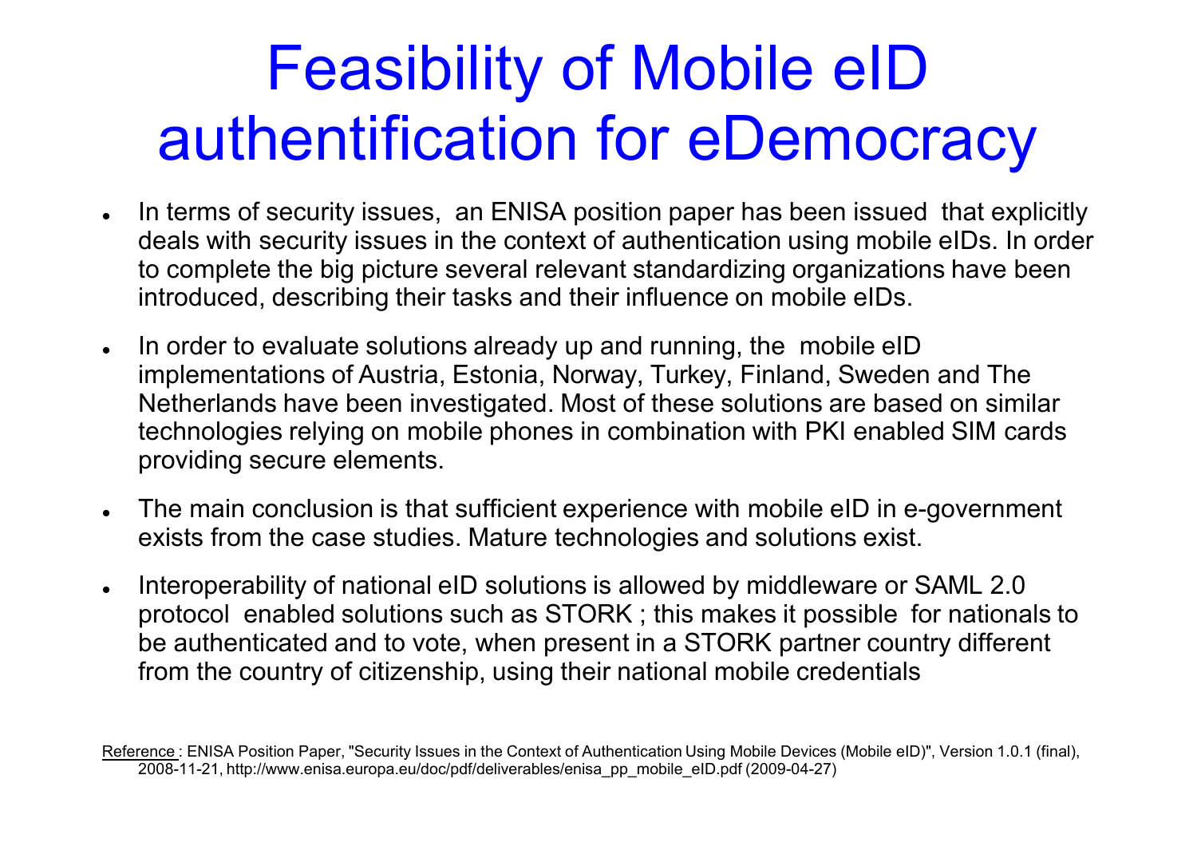# Feasibility of Mobile eID authentification for eDemocracy

- In terms of security issues, an ENISA position paper has been issued that explicitly deals with security issues in the context of authentication using mobile eIDs. In order to complete the big picture several relevant standardizing organizations have been introduced, describing their tasks and their influence on mobile eIDs.
- In order to evaluate solutions already up and running, the mobile eID implementations of Austria, Estonia, Norway, Turkey, Finland, Sweden and The Netherlands have been investigated. Most of these solutions are based on similar technologies relying on mobile phones in combination with PKI enabled SIM cards providing secure elements.
- The main conclusion is that sufficient experience with mobile eID in e-government exists from the case studies. Mature technologies and solutions exist.
- Interoperability of national eID solutions is allowed by middleware or SAML 2.0 protocol enabled solutions such as STORK ; this makes it possible for nationals to be authenticated and to vote, when present in a STORK partner country different from the country of citizenship, using their national mobile credentials

Reference : ENISA Position Paper, "Security Issues in the Context of Authentication Using Mobile Devices (Mobile eID)", Version 1.0.1 (final), 2008-11-21, http://www.enisa.europa.eu/doc/pdf/deliverables/enisa_pp_mobile_eID.pdf (2009-04-27)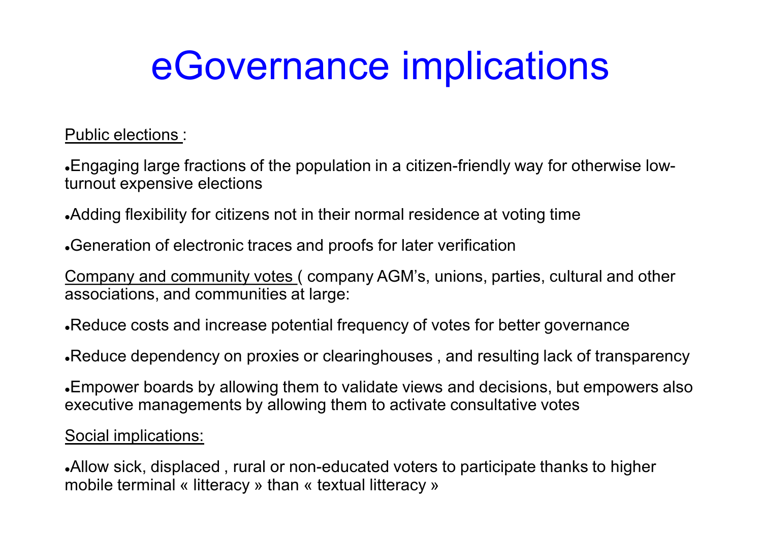# eGovernance implications

Public elections :

- Engaging large fractions of the population in a citizen-friendly way for otherwise low-turnout expensive elections
- Adding flexibility for citizens not in their normal residence at voting time
- Generation of electronic traces and proofs for later verification

Company and community votes ( company AGM's, unions, parties, cultural and other associations, and communities at large:

- Reduce costs and increase potential frequency of votes for better governance
- Reduce dependency on proxies or clearinghouses , and resulting lack of transparency
- Empower boards by allowing them to validate views and decisions, but empowers also executive managements by allowing them to activate consultative votes

Social implications:

- Allow sick, displaced , rural or non-educated voters to participate thanks to higher mobile terminal « litteracy » than « textual litteracy »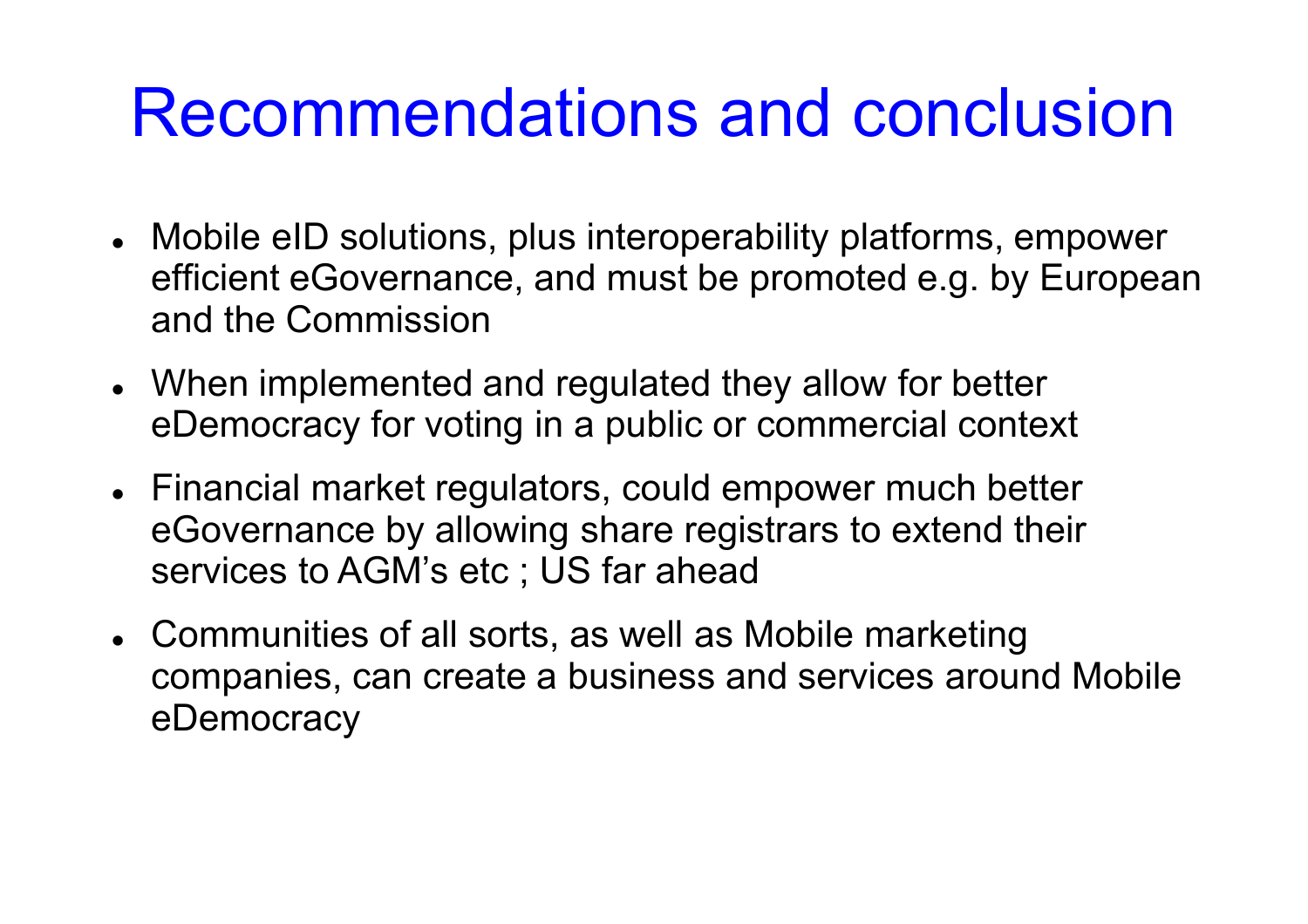# Recommendations and conclusion

- Mobile eID solutions, plus interoperability platforms, empower efficient eGovernance, and must be promoted e.g. by European and the Commission
- When implemented and regulated they allow for better eDemocracy for voting in a public or commercial context
- Financial market regulators, could empower much better eGovernance by allowing share registrars to extend their services to AGM's etc ; US far ahead
- Communities of all sorts, as well as Mobile marketing companies, can create a business and services around Mobile eDemocracy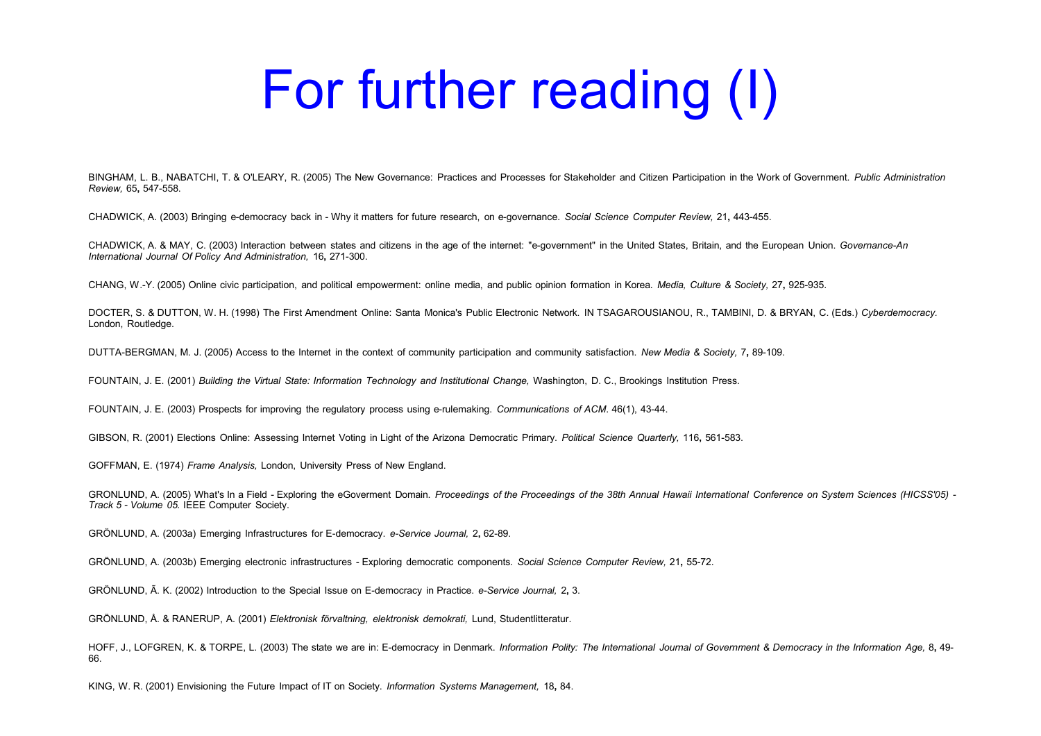# For further reading (I)

BINGHAM, L. B., NABATCHI, T. & O'LEARY, R. (2005) The New Governance: Practices and Processes for Stakeholder and Citizen Participation in the Work of Government. *Public Administration Review,* 65**,** 547-558.

CHADWICK, A. (2003) Bringing e-democracy back in - Why it matters for future research, on e-governance. *Social Science Computer Review,* 21**,** 443-455.

CHADWICK, A. & MAY, C. (2003) Interaction between states and citizens in the age of the internet: "e-government" in the United States, Britain, and the European Union. *Governance-An International Journal Of Policy And Administration,* 16**,** 271-300.

CHANG, W.-Y. (2005) Online civic participation, and political empowerment: online media, and public opinion formation in Korea. *Media, Culture & Society,* 27**,** 925-935.

DOCTER, S. & DUTTON, W. H. (1998) The First Amendment Online: Santa Monica's Public Electronic Network. IN TSAGAROUSIANOU, R., TAMBINI, D. & BRYAN, C. (Eds.) *Cyberdemocracy.* London, Routledge.

DUTTA-BERGMAN, M. J. (2005) Access to the Internet in the context of community participation and community satisfaction. *New Media & Society,* 7**,** 89-109.

FOUNTAIN, J. E. (2001) *Building the Virtual State: Information Technology and Institutional Change,* Washington, D. C., Brookings Institution Press.

FOUNTAIN, J. E. (2003) Prospects for improving the regulatory process using e-rulemaking. *Communications of ACM*. 46(1), 43-44.

GIBSON, R. (2001) Elections Online: Assessing Internet Voting in Light of the Arizona Democratic Primary. *Political Science Quarterly,* 116**,** 561-583.

GOFFMAN, E. (1974) *Frame Analysis,* London, University Press of New England.

GRONLUND, A. (2005) What's In a Field - Exploring the eGoverment Domain. *Proceedings of the Proceedings of the 38th Annual Hawaii International Conference on System Sciences (HICSS'05) - Track 5 - Volume 05.* IEEE Computer Society.

GRÖNLUND, A. (2003a) Emerging Infrastructures for E-democracy. *e-Service Journal,* 2**,** 62-89.

GRÖNLUND, A. (2003b) Emerging electronic infrastructures - Exploring democratic components. *Social Science Computer Review,* 21**,** 55-72.

GRÖNLUND, Ã. K. (2002) Introduction to the Special Issue on E-democracy in Practice. *e-Service Journal,* 2**,** 3.

GRÖNLUND, Å. & RANERUP, A. (2001) *Elektronisk förvaltning, elektronisk demokrati,* Lund, Studentlitteratur.

HOFF, J., LOFGREN, K. & TORPE, L. (2003) The state we are in: E-democracy in Denmark. *Information Polity: The International Journal of Government & Democracy in the Information Age,* 8**,** 49-66.

KING, W. R. (2001) Envisioning the Future Impact of IT on Society. *Information Systems Management,* 18**,** 84.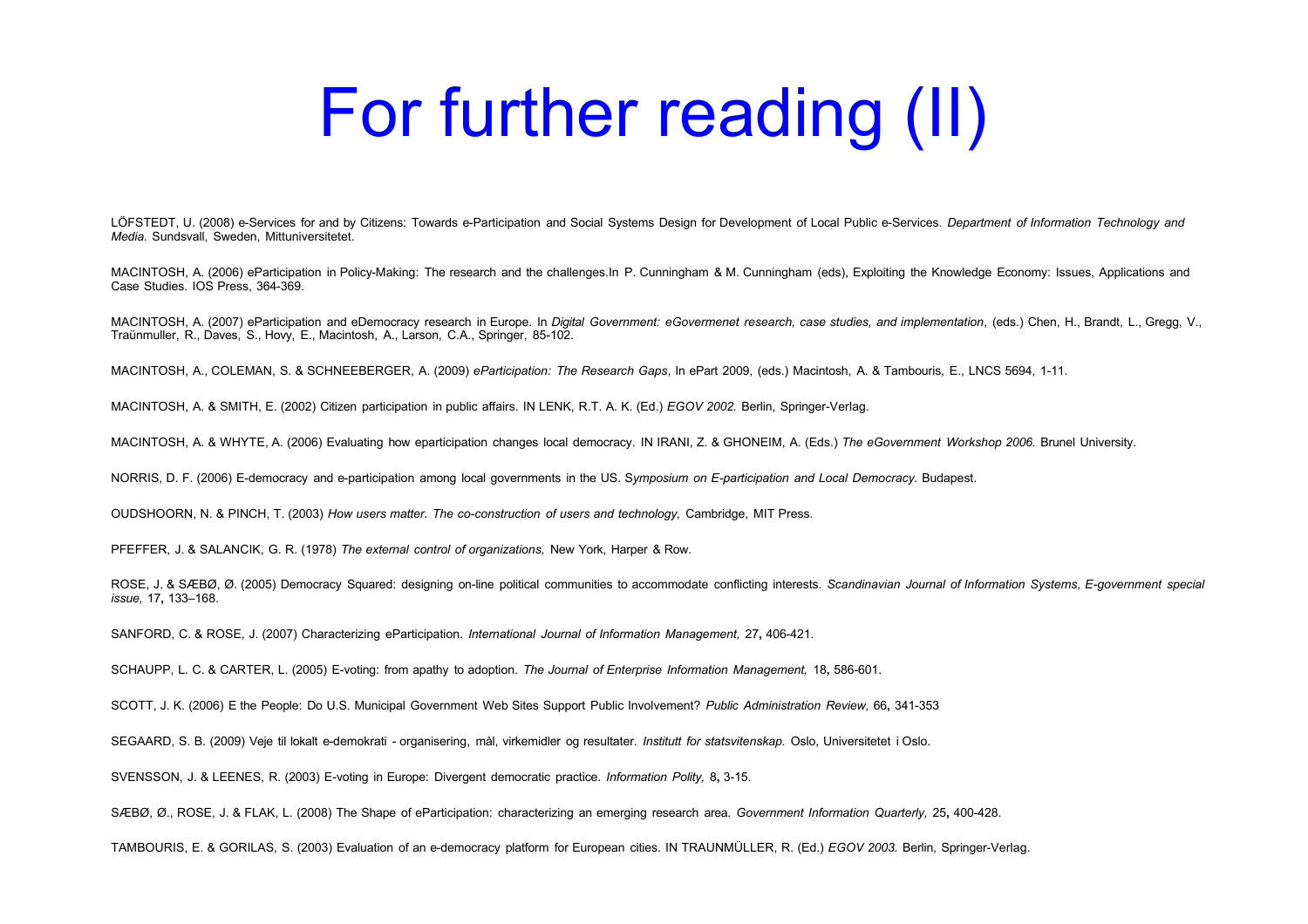# For further reading (II)

LÖFSTEDT, U. (2008) e-Services for and by Citizens: Towards e-Participation and Social Systems Design for Development of Local Public e-Services. *Department of Information Technology and Media.* Sundsvall, Sweden, Mittuniversitetet.

MACINTOSH, A. (2006) eParticipation in Policy-Making: The research and the challenges.In P. Cunningham & M. Cunningham (eds), Exploiting the Knowledge Economy: Issues, Applications and Case Studies. IOS Press, 364-369.

MACINTOSH, A. (2007) eParticipation and eDemocracy research in Europe. In *Digital Government: eGovermenet research, case studies, and implementation*, (eds.) Chen, H., Brandt, L., Gregg, V., Traünmuller, R., Daves, S., Hovy, E., Macintosh, A., Larson, C.A., Springer, 85-102.

MACINTOSH, A., COLEMAN, S. & SCHNEEBERGER, A. (2009) *eParticipation: The Research Gaps*, In ePart 2009, (eds.) Macintosh, A. & Tambouris, E., LNCS 5694, 1-11.

MACINTOSH, A. & SMITH, E. (2002) Citizen participation in public affairs. IN LENK, R.T. A. K. (Ed.) *EGOV 2002.* Berlin, Springer-Verlag.

MACINTOSH, A. & WHYTE, A. (2006) Evaluating how eparticipation changes local democracy. IN IRANI, Z. & GHONEIM, A. (Eds.) *The eGovernment Workshop 2006.* Brunel University.

NORRIS, D. F. (2006) E-democracy and e-participation among local governments in the US. S*ymposium on E-participation and Local Democracy.* Budapest.

OUDSHOORN, N. & PINCH, T. (2003) *How users matter. The co-construction of users and technology,* Cambridge, MIT Press.

PFEFFER, J. & SALANCIK, G. R. (1978) *The external control of organizations,* New York, Harper & Row.

ROSE, J. & SÆBØ, Ø. (2005) Democracy Squared: designing on-line political communities to accommodate conflicting interests. *Scandinavian Journal of Information Systems, E-government special issue,* 17**,** 133–168.

SANFORD, C. & ROSE, J. (2007) Characterizing eParticipation. *International Journal of Information Management,* 27**,** 406-421.

SCHAUPP, L. C. & CARTER, L. (2005) E-voting: from apathy to adoption. *The Journal of Enterprise Information Management,* 18**,** 586-601.

SCOTT, J. K. (2006) E the People: Do U.S. Municipal Government Web Sites Support Public Involvement? *Public Administration Review,* 66**,** 341-353

SEGAARD, S. B. (2009) Veje til lokalt e-demokrati - organisering, mål, virkemidler og resultater. *Institutt for statsvitenskap.* Oslo, Universitetet i Oslo.

SVENSSON, J. & LEENES, R. (2003) E-voting in Europe: Divergent democratic practice. *Information Polity,* 8**,** 3-15.

SÆBØ, Ø., ROSE, J. & FLAK, L. (2008) The Shape of eParticipation: characterizing an emerging research area. *Government Information Quarterly,* 25**,** 400-428.

TAMBOURIS, E. & GORILAS, S. (2003) Evaluation of an e-democracy platform for European cities. IN TRAUNMÜLLER, R. (Ed.) *EGOV 2003.* Berlin, Springer-Verlag.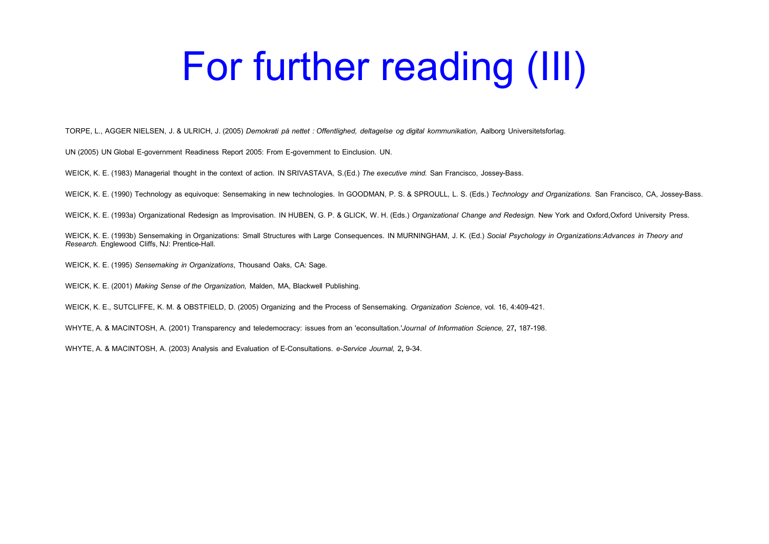# For further reading (III)

TORPE, L., AGGER NIELSEN, J. & ULRICH, J. (2005) *Demokrati på nettet : Offentlighed, deltagelse og digital kommunikation*, Aalborg Universitetsforlag.

UN (2005) UN Global E-government Readiness Report 2005: From E-government to Einclusion. UN.

WEICK, K. E. (1983) Managerial thought in the context of action. IN SRIVASTAVA, S.(Ed.) *The executive mind.* San Francisco, Jossey-Bass.

WEICK, K. E. (1990) Technology as equivoque: Sensemaking in new technologies. In GOODMAN, P. S. & SPROULL, L. S. (Eds.) *Technology and Organizations.* San Francisco, CA, Jossey-Bass.

WEICK, K. E. (1993a) Organizational Redesign as Improvisation. IN HUBEN, G. P. & GLICK, W. H. (Eds.) *Organizational Change and Redesign.* New York and Oxford,Oxford University Press.

WEICK, K. E. (1993b) Sensemaking in Organizations: Small Structures with Large Consequences. IN MURNINGHAM, J. K. (Ed.) *Social Psychology in Organizations:Advances in Theory and Research.* Englewood Cliffs, NJ: Prentice-Hall.

WEICK, K. E. (1995) *Sensemaking in Organizations*, Thousand Oaks, CA: Sage.

WEICK, K. E. (2001) *Making Sense of the Organization,* Malden, MA, Blackwell Publishing.

WEICK, K. E., SUTCLIFFE, K. M. & OBSTFIELD, D. (2005) Organizing and the Process of Sensemaking. *Organization Science*, vol. 16, 4:409-421.

WHYTE, A. & MACINTOSH, A. (2001) Transparency and teledemocracy: issues from an 'econsultation.'*Journal of Information Science,* 27**,** 187-198.

WHYTE, A. & MACINTOSH, A. (2003) Analysis and Evaluation of E-Consultations. *e-Service Journal,* 2**,** 9-34.